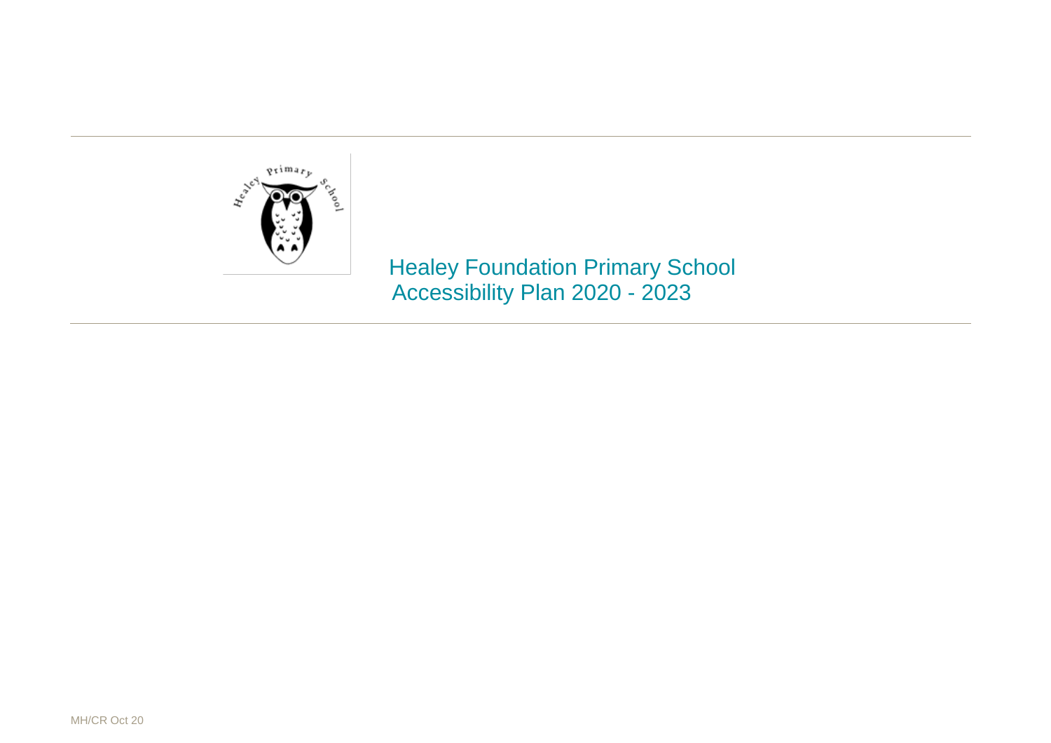# Healey Foundation Primary School
## Accessibility Plan 2020 - 2023

MH/CR Oct 20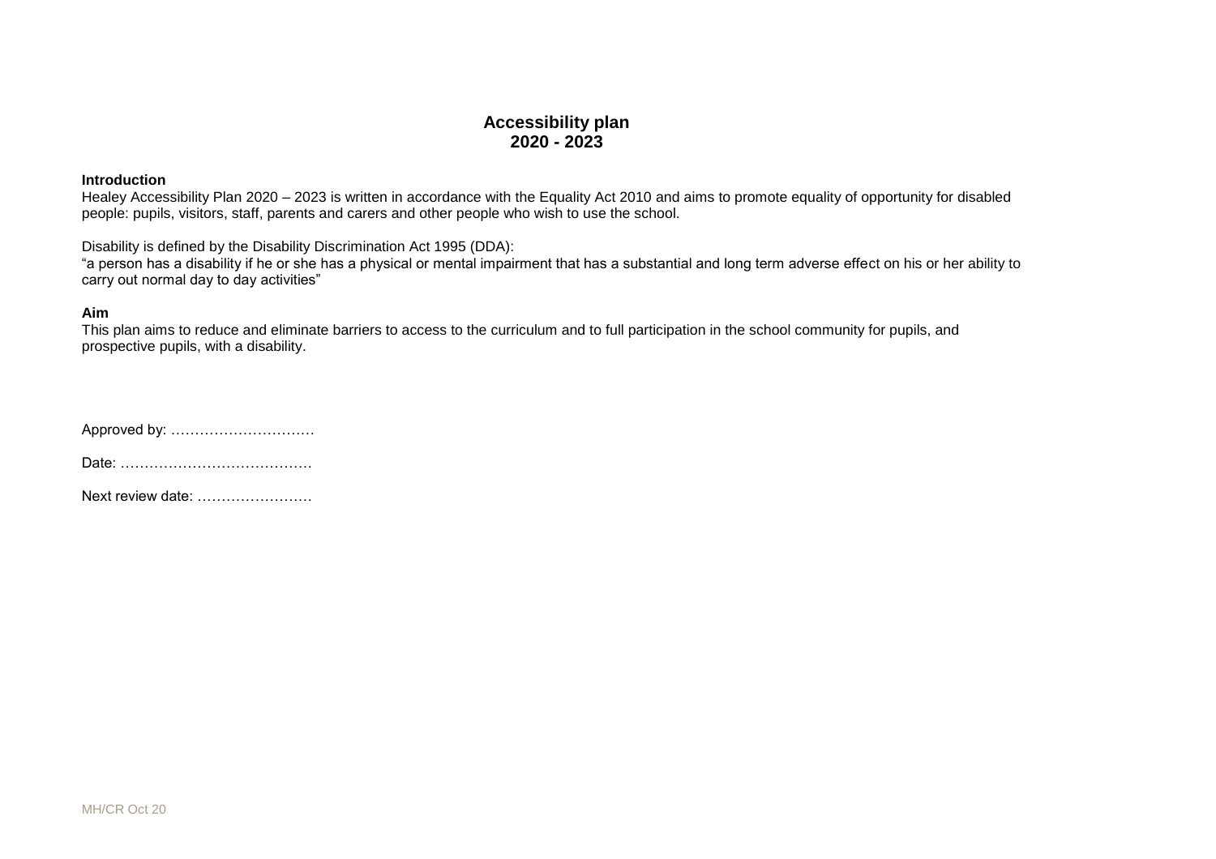# Accessibility plan
## 2020 - 2023

**Introduction**

Healey Accessibility Plan 2020 – 2023 is written in accordance with the Equality Act 2010 and aims to promote equality of opportunity for disabled people: pupils, visitors, staff, parents and carers and other people who wish to use the school.

Disability is defined by the Disability Discrimination Act 1995 (DDA):
"a person has a disability if he or she has a physical or mental impairment that has a substantial and long term adverse effect on his or her ability to carry out normal day to day activities"

**Aim**

This plan aims to reduce and eliminate barriers to access to the curriculum and to full participation in the school community for pupils, and prospective pupils, with a disability.

Approved by: …………………………

Date: …………………………………

Next review date: ……………………

MH/CR Oct 20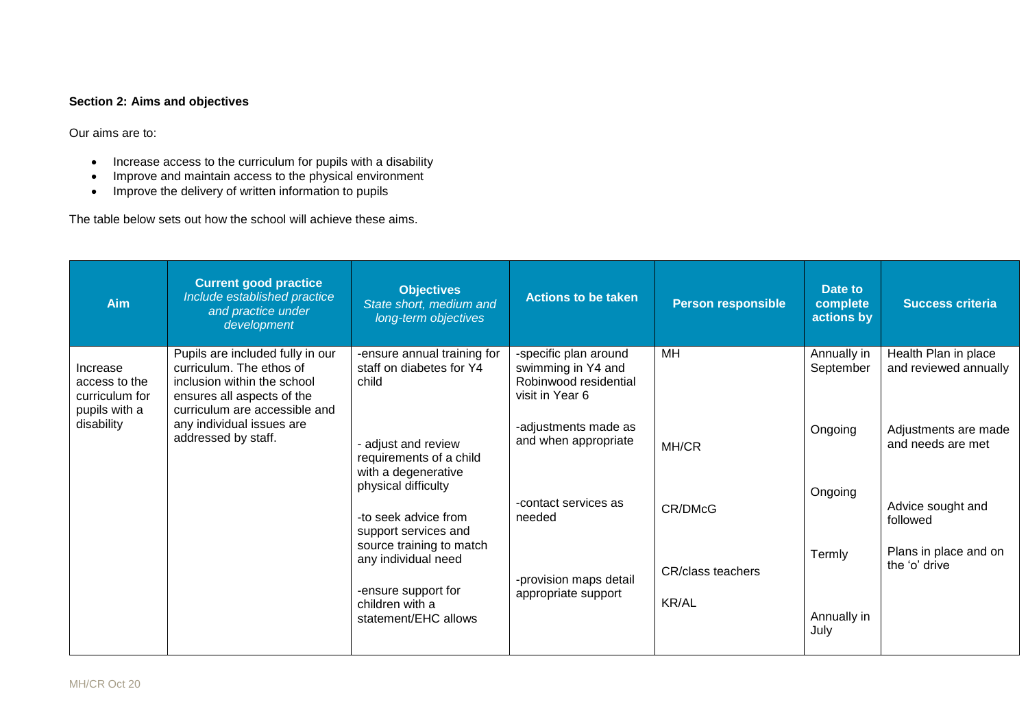**Section 2: Aims and objectives**

Our aims are to:

- Increase access to the curriculum for pupils with a disability
- Improve and maintain access to the physical environment
- Improve the delivery of written information to pupils

The table below sets out how the school will achieve these aims.

| Aim | Current good practice<br>*Include established practice and practice under development* | Objectives<br>*State short, medium and long-term objectives* | Actions to be taken | Person responsible | Date to complete actions by | Success criteria |
|---|---|---|---|---|---|---|
| Increase access to the curriculum for pupils with a disability | Pupils are included fully in our curriculum. The ethos of inclusion within the school ensures all aspects of the curriculum are accessible and any individual issues are addressed by staff. | -ensure annual training for staff on diabetes for Y4 child<br><br>- adjust and review requirements of a child with a degenerative physical difficulty<br><br>-to seek advice from support services and source training to match any individual need<br><br>-ensure support for children with a statement/EHC allows | -specific plan around swimming in Y4 and Robinwood residential visit in Year 6<br><br>-adjustments made as and when appropriate<br><br>-contact services as needed<br><br>-provision maps detail appropriate support | MH<br><br>MH/CR<br><br>CR/DMcG<br><br>CR/class teachers<br><br>KR/AL | Annually in September<br><br>Ongoing<br><br>Ongoing<br><br>Termly<br><br>Annually in July | Health Plan in place and reviewed annually<br><br>Adjustments are made and needs are met<br><br>Advice sought and followed<br><br>Plans in place and on the 'o' drive |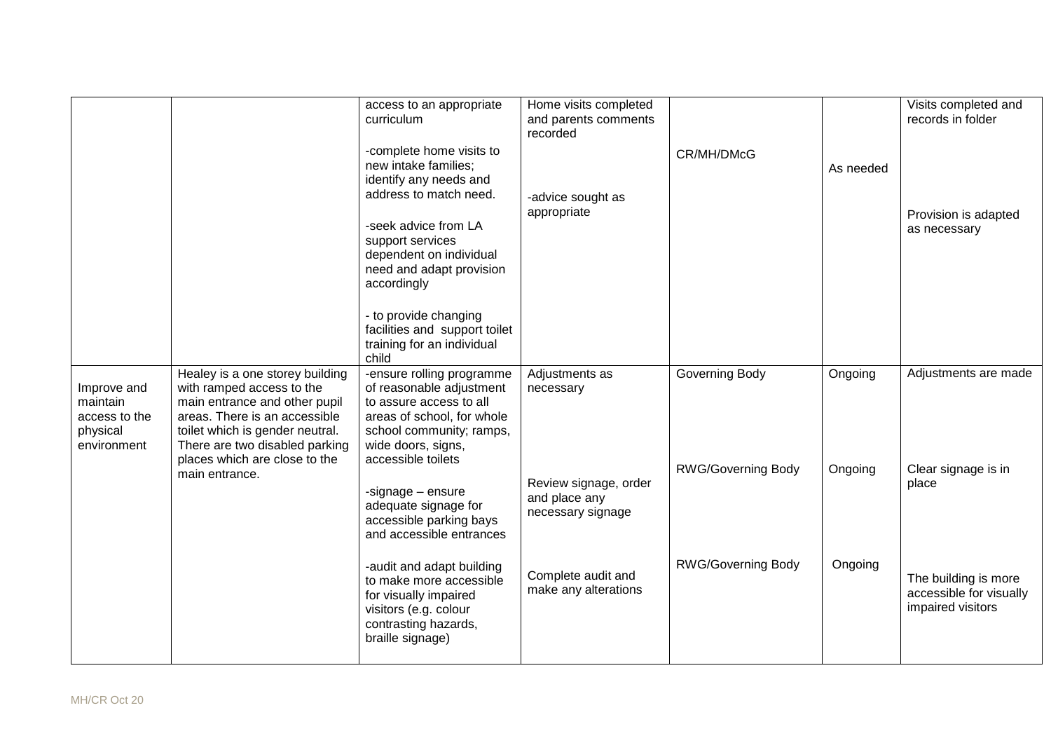| | | access to an appropriate curriculum<br><br>-complete home visits to new intake families; identify any needs and address to match need.<br><br>-seek advice from LA support services dependent on individual need and adapt provision accordingly<br><br>- to provide changing facilities and support toilet training for an individual child | Home visits completed and parents comments recorded<br><br>-advice sought as appropriate | CR/MH/DMcG | As needed | Visits completed and records in folder<br><br>Provision is adapted as necessary |
|---|---|---|---|---|---|---|
| Improve and maintain access to the physical environment | Healey is a one storey building with ramped access to the main entrance and other pupil areas. There is an accessible toilet which is gender neutral. There are two disabled parking places which are close to the main entrance. | -ensure rolling programme of reasonable adjustment to assure access to all areas of school, for whole school community; ramps, wide doors, signs, accessible toilets<br><br>-signage – ensure adequate signage for accessible parking bays and accessible entrances<br><br>-audit and adapt building to make more accessible for visually impaired visitors (e.g. colour contrasting hazards, braille signage) | Adjustments as necessary<br><br>Review signage, order and place any necessary signage<br><br>Complete audit and make any alterations | Governing Body<br><br>RWG/Governing Body<br><br>RWG/Governing Body | Ongoing<br><br>Ongoing<br><br>Ongoing | Adjustments are made<br><br>Clear signage is in place<br><br>The building is more accessible for visually impaired visitors |

MH/CR Oct 20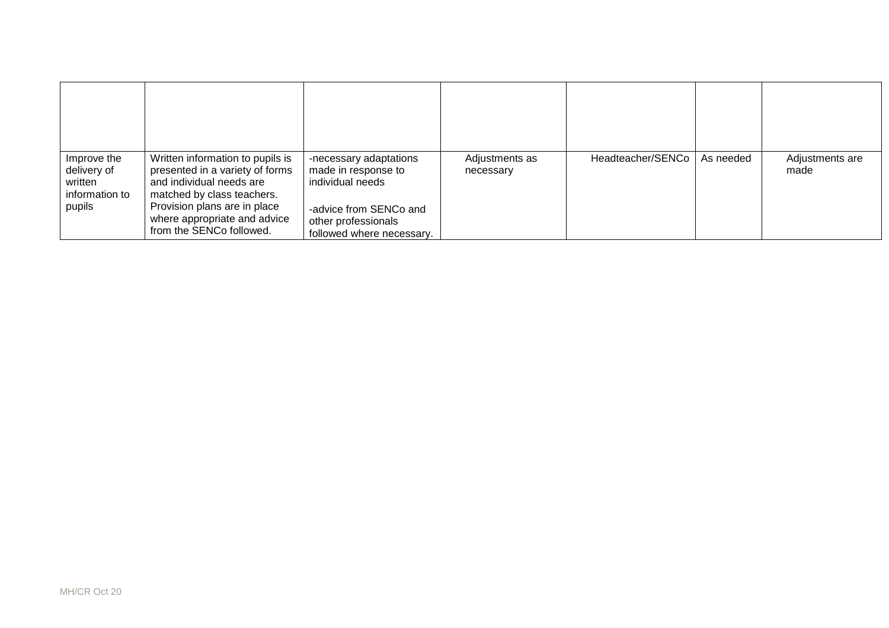| | | | | | | |
|---|---|---|---|---|---|---|
| | | | | | | |
| Improve the delivery of written information to pupils | Written information to pupils is presented in a variety of forms and individual needs are matched by class teachers. Provision plans are in place where appropriate and advice from the SENCo followed. | -necessary adaptations made in response to individual needs<br><br>-advice from SENCo and other professionals followed where necessary. | Adjustments as necessary | Headteacher/SENCo | As needed | Adjustments are made |

MH/CR Oct 20